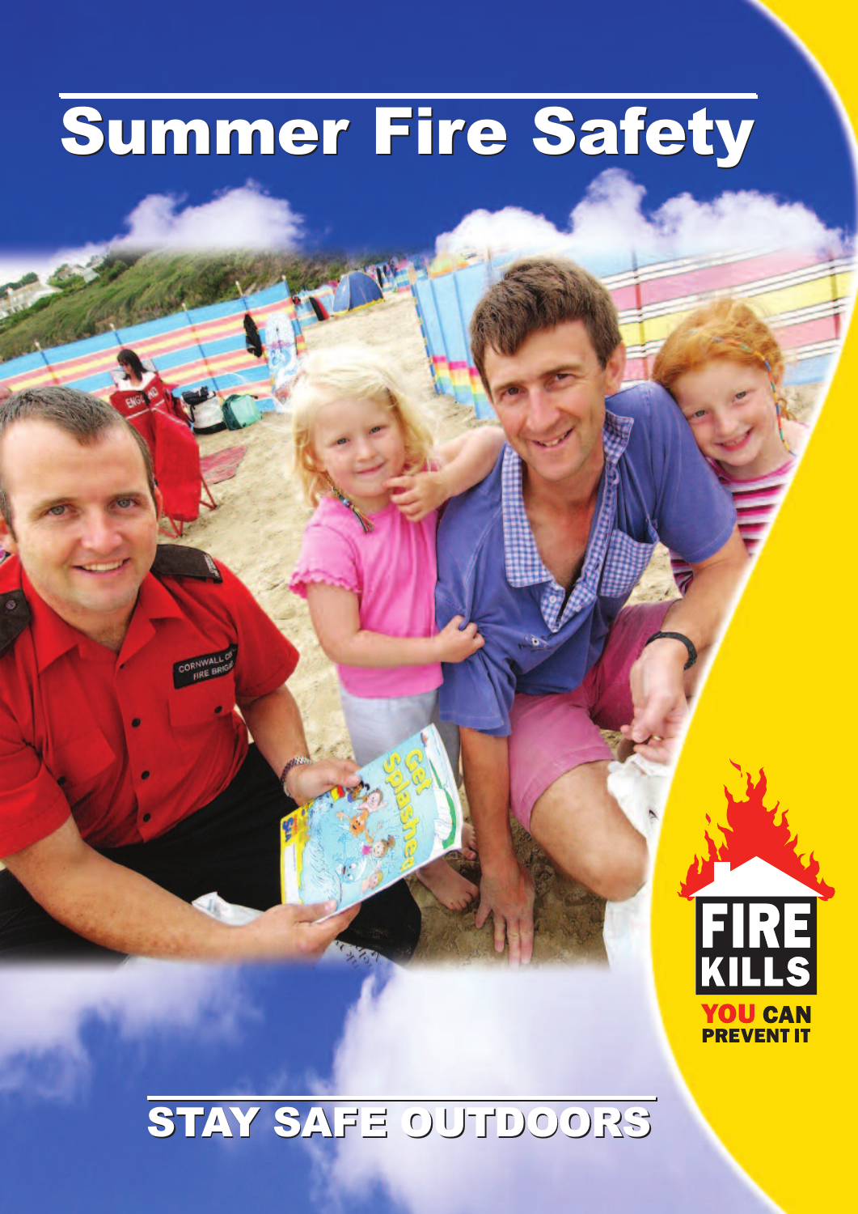# Summer Fire Safety

FIRE KILLS

YOU CAN PREVENT IT

## STAY SAFE OUTDOORS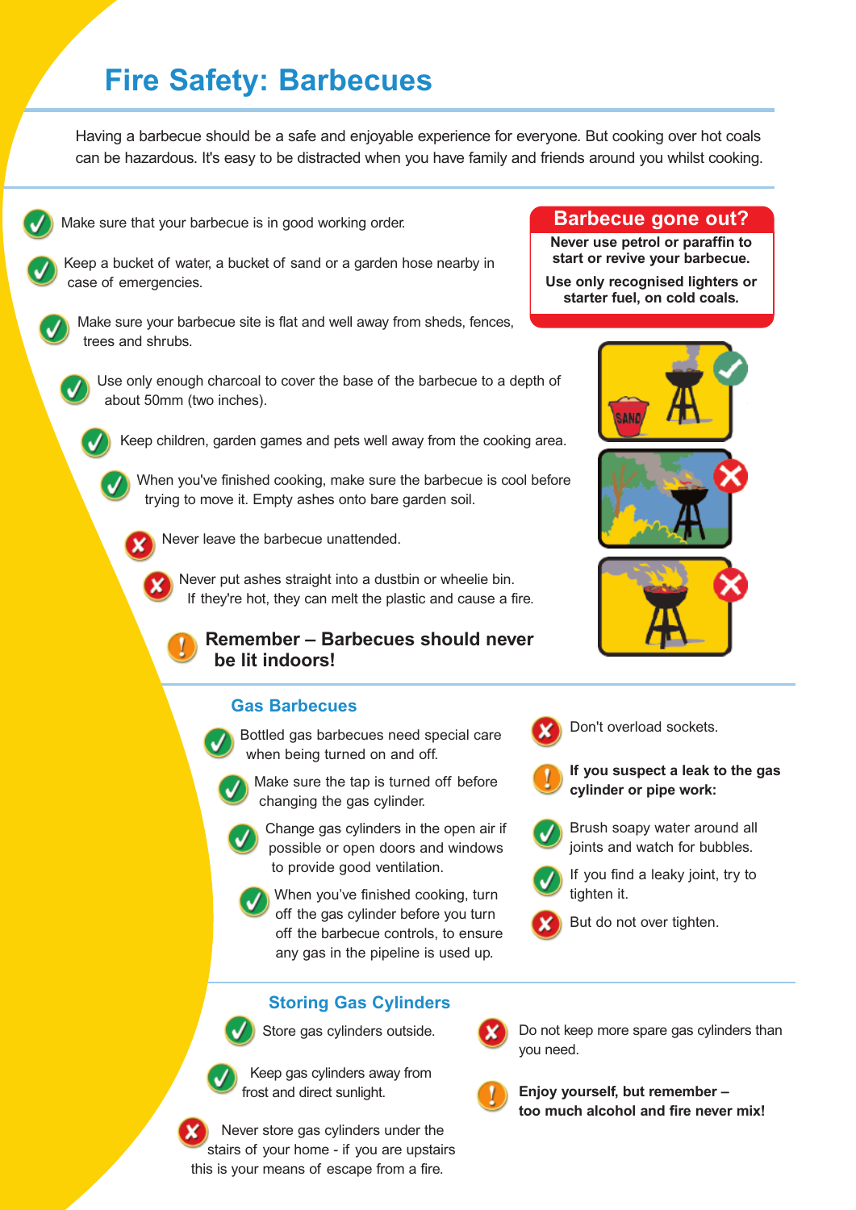# Fire Safety: Barbecues

Having a barbecue should be a safe and enjoyable experience for everyone. But cooking over hot coals can be hazardous. It's easy to be distracted when you have family and friends around you whilst cooking.

- ✓ Make sure that your barbecue is in good working order.
- ✓ Keep a bucket of water, a bucket of sand or a garden hose nearby in case of emergencies.
- ✓ Make sure your barbecue site is flat and well away from sheds, fences, trees and shrubs.
- ✓ Use only enough charcoal to cover the base of the barbecue to a depth of about 50mm (two inches).
- ✓ Keep children, garden games and pets well away from the cooking area.
- ✓ When you've finished cooking, make sure the barbecue is cool before trying to move it. Empty ashes onto bare garden soil.
- ✗ Never leave the barbecue unattended.
- ✗ Never put ashes straight into a dustbin or wheelie bin. If they're hot, they can melt the plastic and cause a fire.

**! Remember – Barbecues should never be lit indoors!**

## Barbecue gone out?

**Never use petrol or paraffin to start or revive your barbecue.**

**Use only recognised lighters or starter fuel, on cold coals.**

## Gas Barbecues

- ✓ Bottled gas barbecues need special care when being turned on and off.
- ✓ Make sure the tap is turned off before changing the gas cylinder.
- ✓ Change gas cylinders in the open air if possible or open doors and windows to provide good ventilation.
- ✓ When you've finished cooking, turn off the gas cylinder before you turn off the barbecue controls, to ensure any gas in the pipeline is used up.
- ✗ Don't overload sockets.

**! If you suspect a leak to the gas cylinder or pipe work:**

- ✓ Brush soapy water around all joints and watch for bubbles.
- ✓ If you find a leaky joint, try to tighten it.
- ✗ But do not over tighten.

## Storing Gas Cylinders

- ✓ Store gas cylinders outside.
- ✓ Keep gas cylinders away from frost and direct sunlight.
- ✗ Never store gas cylinders under the stairs of your home - if you are upstairs this is your means of escape from a fire.
- ✗ Do not keep more spare gas cylinders than you need.

**! Enjoy yourself, but remember – too much alcohol and fire never mix!**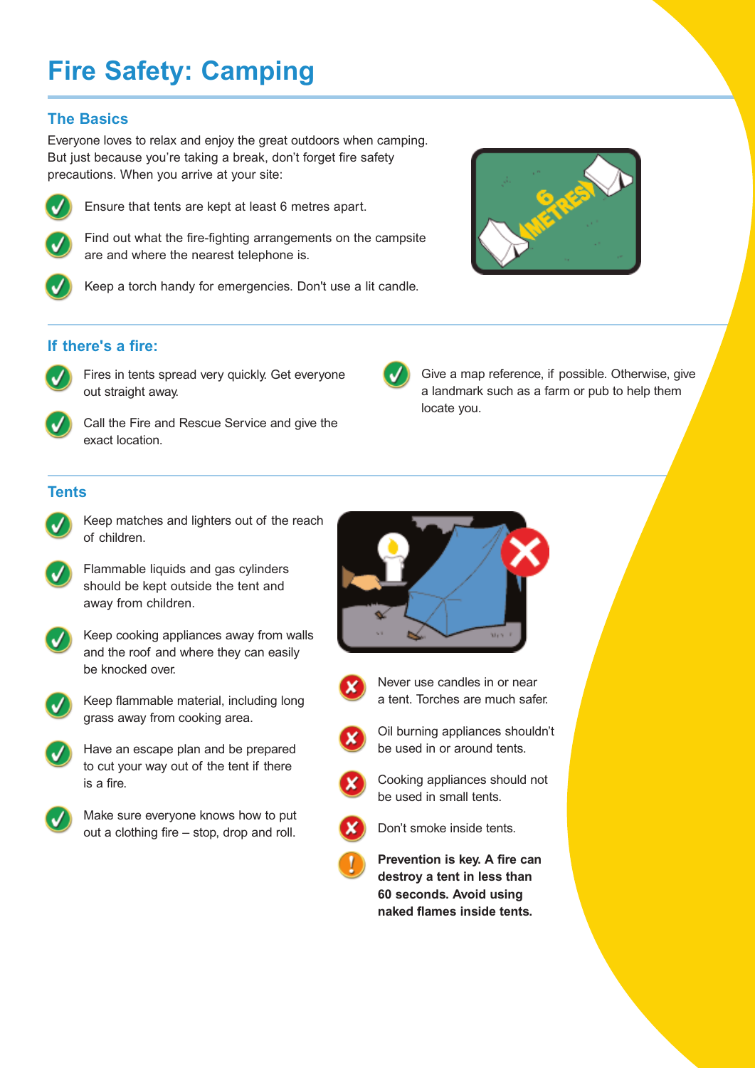# Fire Safety: Camping

## The Basics

Everyone loves to relax and enjoy the great outdoors when camping. But just because you're taking a break, don't forget fire safety precautions. When you arrive at your site:

- Ensure that tents are kept at least 6 metres apart.
- Find out what the fire-fighting arrangements on the campsite are and where the nearest telephone is.
- Keep a torch handy for emergencies. Don't use a lit candle.

## If there's a fire:

- Fires in tents spread very quickly. Get everyone out straight away.
- Call the Fire and Rescue Service and give the exact location.
- Give a map reference, if possible. Otherwise, give a landmark such as a farm or pub to help them locate you.

## Tents

- Keep matches and lighters out of the reach of children.
- Flammable liquids and gas cylinders should be kept outside the tent and away from children.
- Keep cooking appliances away from walls and the roof and where they can easily be knocked over.
- Keep flammable material, including long grass away from cooking area.
- Have an escape plan and be prepared to cut your way out of the tent if there is a fire.
- Make sure everyone knows how to put out a clothing fire – stop, drop and roll.

- Never use candles in or near a tent. Torches are much safer.
- Oil burning appliances shouldn't be used in or around tents.
- Cooking appliances should not be used in small tents.
- Don't smoke inside tents.

**Prevention is key. A fire can destroy a tent in less than 60 seconds. Avoid using naked flames inside tents.**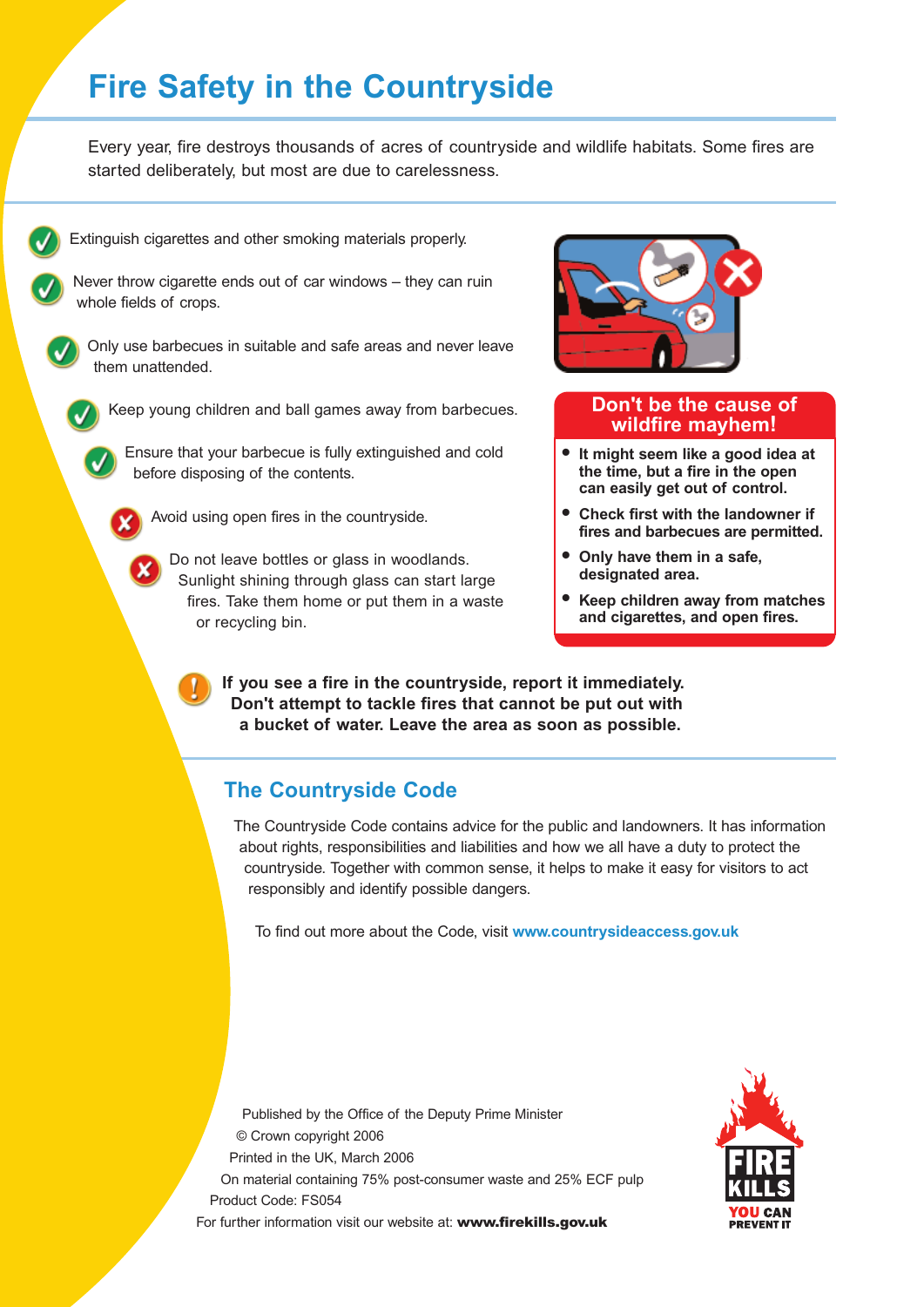# Fire Safety in the Countryside

Every year, fire destroys thousands of acres of countryside and wildlife habitats. Some fires are started deliberately, but most are due to carelessness.

- ✓ Extinguish cigarettes and other smoking materials properly.
- ✓ Never throw cigarette ends out of car windows – they can ruin whole fields of crops.
- ✓ Only use barbecues in suitable and safe areas and never leave them unattended.
- ✓ Keep young children and ball games away from barbecues.
- ✓ Ensure that your barbecue is fully extinguished and cold before disposing of the contents.
- ✗ Avoid using open fires in the countryside.
- ✗ Do not leave bottles or glass in woodlands. Sunlight shining through glass can start large fires. Take them home or put them in a waste or recycling bin.

## Don't be the cause of wildfire mayhem!

- **It might seem like a good idea at the time, but a fire in the open can easily get out of control.**
- **Check first with the landowner if fires and barbecues are permitted.**
- **Only have them in a safe, designated area.**
- **Keep children away from matches and cigarettes, and open fires.**

**If you see a fire in the countryside, report it immediately. Don't attempt to tackle fires that cannot be put out with a bucket of water. Leave the area as soon as possible.**

## The Countryside Code

The Countryside Code contains advice for the public and landowners. It has information about rights, responsibilities and liabilities and how we all have a duty to protect the countryside. Together with common sense, it helps to make it easy for visitors to act responsibly and identify possible dangers.

To find out more about the Code, visit **www.countrysideaccess.gov.uk**

Published by the Office of the Deputy Prime Minister
© Crown copyright 2006
Printed in the UK, March 2006
On material containing 75% post-consumer waste and 25% ECF pulp
Product Code: FS054
For further information visit our website at: **www.firekills.gov.uk**

FIRE KILLS
YOU CAN PREVENT IT